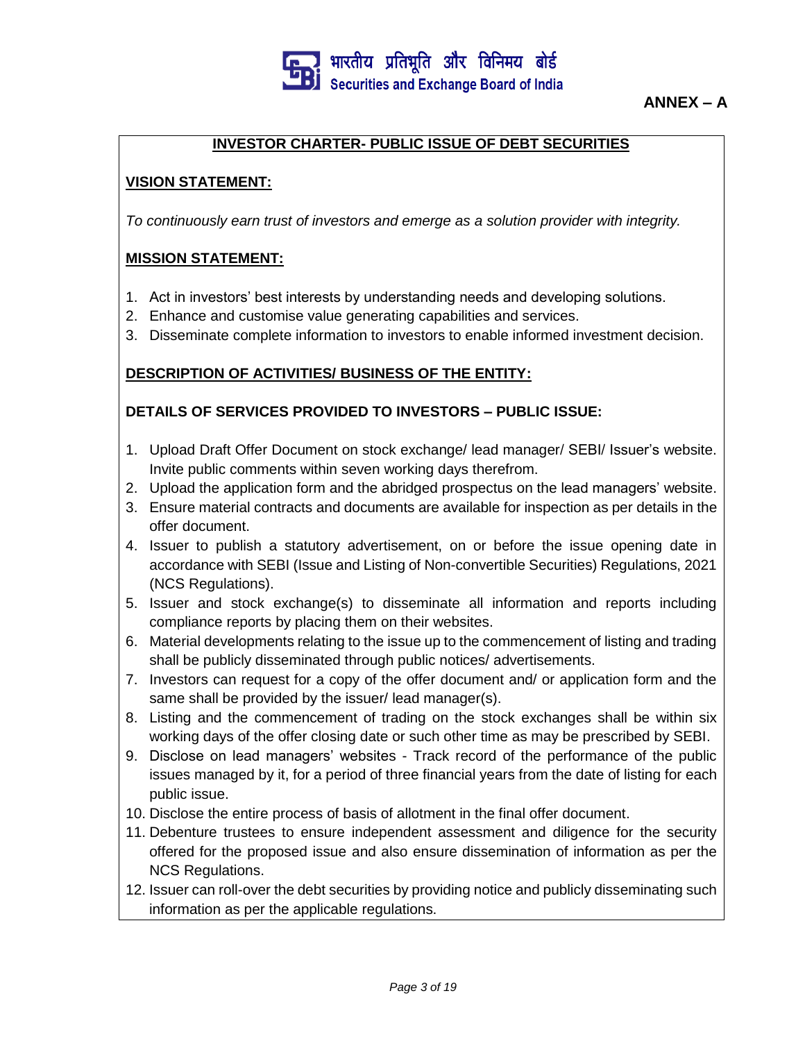**ANNEX – A**

## INVESTOR CHARTER- PUBLIC ISSUE OF DEBT SECURITIES

### VISION STATEMENT:

*To continuously earn trust of investors and emerge as a solution provider with integrity.*

### MISSION STATEMENT:

1. Act in investors' best interests by understanding needs and developing solutions.
2. Enhance and customise value generating capabilities and services.
3. Disseminate complete information to investors to enable informed investment decision.

### DESCRIPTION OF ACTIVITIES/ BUSINESS OF THE ENTITY:

### DETAILS OF SERVICES PROVIDED TO INVESTORS – PUBLIC ISSUE:

1. Upload Draft Offer Document on stock exchange/ lead manager/ SEBI/ Issuer's website. Invite public comments within seven working days therefrom.
2. Upload the application form and the abridged prospectus on the lead managers' website.
3. Ensure material contracts and documents are available for inspection as per details in the offer document.
4. Issuer to publish a statutory advertisement, on or before the issue opening date in accordance with SEBI (Issue and Listing of Non-convertible Securities) Regulations, 2021 (NCS Regulations).
5. Issuer and stock exchange(s) to disseminate all information and reports including compliance reports by placing them on their websites.
6. Material developments relating to the issue up to the commencement of listing and trading shall be publicly disseminated through public notices/ advertisements.
7. Investors can request for a copy of the offer document and/ or application form and the same shall be provided by the issuer/ lead manager(s).
8. Listing and the commencement of trading on the stock exchanges shall be within six working days of the offer closing date or such other time as may be prescribed by SEBI.
9. Disclose on lead managers' websites - Track record of the performance of the public issues managed by it, for a period of three financial years from the date of listing for each public issue.
10. Disclose the entire process of basis of allotment in the final offer document.
11. Debenture trustees to ensure independent assessment and diligence for the security offered for the proposed issue and also ensure dissemination of information as per the NCS Regulations.
12. Issuer can roll-over the debt securities by providing notice and publicly disseminating such information as per the applicable regulations.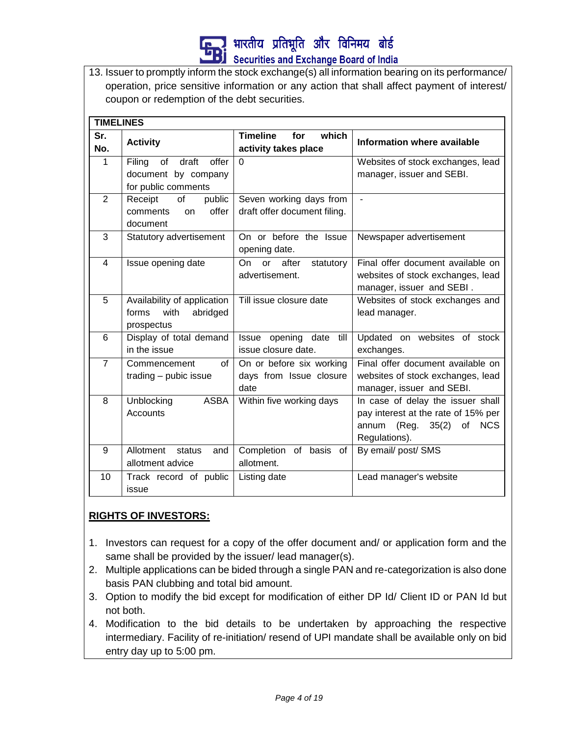13. Issuer to promptly inform the stock exchange(s) all information bearing on its performance/ operation, price sensitive information or any action that shall affect payment of interest/ coupon or redemption of the debt securities.

**TIMELINES**

| Sr. No. | Activity | Timeline for which activity takes place | Information where available |
|---|---|---|---|
| 1 | Filing of draft offer document by company for public comments | 0 | Websites of stock exchanges, lead manager, issuer and SEBI. |
| 2 | Receipt of public comments on offer document | Seven working days from draft offer document filing. | - |
| 3 | Statutory advertisement | On or before the Issue opening date. | Newspaper advertisement |
| 4 | Issue opening date | On or after statutory advertisement. | Final offer document available on websites of stock exchanges, lead manager, issuer and SEBI . |
| 5 | Availability of application forms with abridged prospectus | Till issue closure date | Websites of stock exchanges and lead manager. |
| 6 | Display of total demand in the issue | Issue opening date till issue closure date. | Updated on websites of stock exchanges. |
| 7 | Commencement of trading – pubic issue | On or before six working days from Issue closure date | Final offer document available on websites of stock exchanges, lead manager, issuer and SEBI. |
| 8 | Unblocking ASBA Accounts | Within five working days | In case of delay the issuer shall pay interest at the rate of 15% per annum (Reg. 35(2) of NCS Regulations). |
| 9 | Allotment status and allotment advice | Completion of basis of allotment. | By email/ post/ SMS |
| 10 | Track record of public issue | Listing date | Lead manager's website |

**RIGHTS OF INVESTORS:**

1. Investors can request for a copy of the offer document and/ or application form and the same shall be provided by the issuer/ lead manager(s).
2. Multiple applications can be bided through a single PAN and re-categorization is also done basis PAN clubbing and total bid amount.
3. Option to modify the bid except for modification of either DP Id/ Client ID or PAN Id but not both.
4. Modification to the bid details to be undertaken by approaching the respective intermediary. Facility of re-initiation/ resend of UPI mandate shall be available only on bid entry day up to 5:00 pm.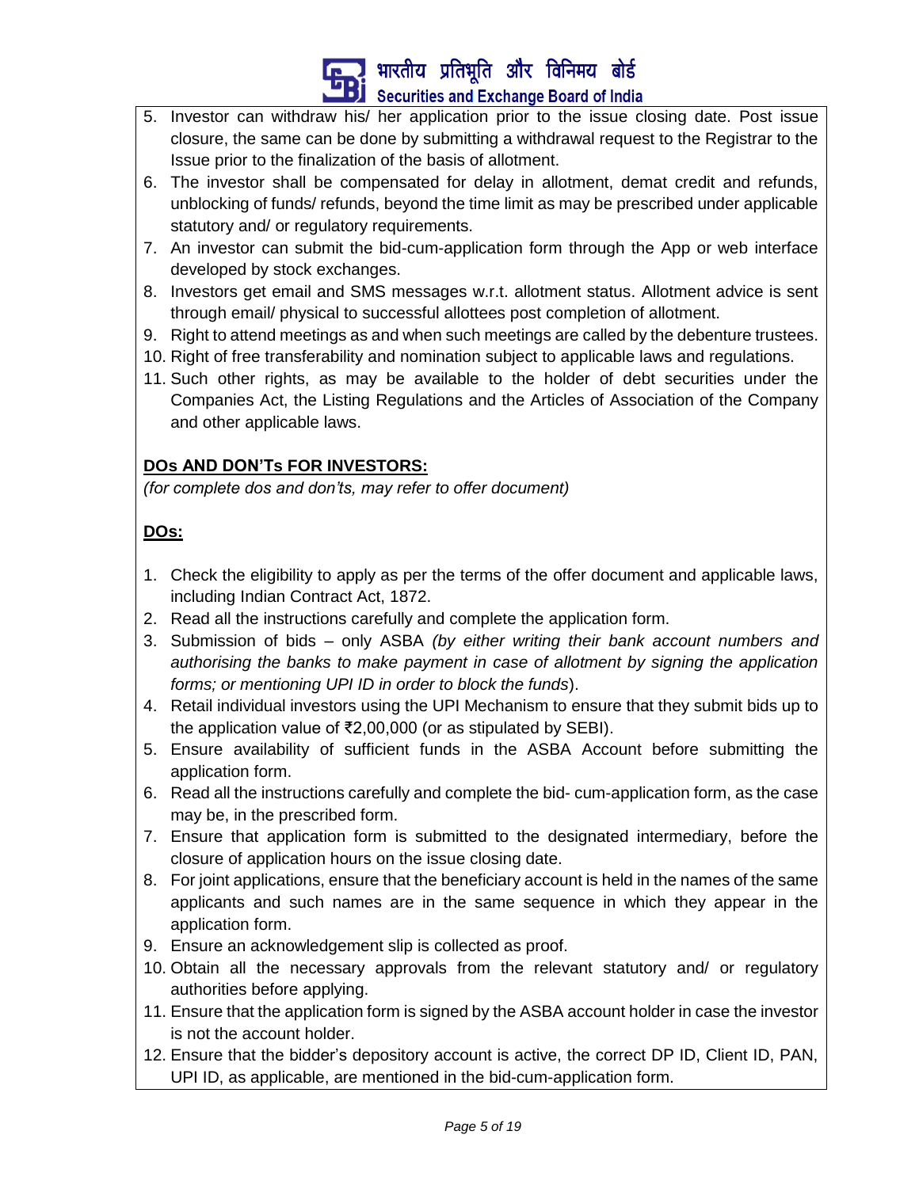5. Investor can withdraw his/ her application prior to the issue closing date. Post issue closure, the same can be done by submitting a withdrawal request to the Registrar to the Issue prior to the finalization of the basis of allotment.
6. The investor shall be compensated for delay in allotment, demat credit and refunds, unblocking of funds/ refunds, beyond the time limit as may be prescribed under applicable statutory and/ or regulatory requirements.
7. An investor can submit the bid-cum-application form through the App or web interface developed by stock exchanges.
8. Investors get email and SMS messages w.r.t. allotment status. Allotment advice is sent through email/ physical to successful allottees post completion of allotment.
9. Right to attend meetings as and when such meetings are called by the debenture trustees.
10. Right of free transferability and nomination subject to applicable laws and regulations.
11. Such other rights, as may be available to the holder of debt securities under the Companies Act, the Listing Regulations and the Articles of Association of the Company and other applicable laws.

**DOs AND DON'Ts FOR INVESTORS:**

*(for complete dos and don'ts, may refer to offer document)*

**DOs:**

1. Check the eligibility to apply as per the terms of the offer document and applicable laws, including Indian Contract Act, 1872.
2. Read all the instructions carefully and complete the application form.
3. Submission of bids – only ASBA *(by either writing their bank account numbers and authorising the banks to make payment in case of allotment by signing the application forms; or mentioning UPI ID in order to block the funds)*.
4. Retail individual investors using the UPI Mechanism to ensure that they submit bids up to the application value of ₹2,00,000 (or as stipulated by SEBI).
5. Ensure availability of sufficient funds in the ASBA Account before submitting the application form.
6. Read all the instructions carefully and complete the bid- cum-application form, as the case may be, in the prescribed form.
7. Ensure that application form is submitted to the designated intermediary, before the closure of application hours on the issue closing date.
8. For joint applications, ensure that the beneficiary account is held in the names of the same applicants and such names are in the same sequence in which they appear in the application form.
9. Ensure an acknowledgement slip is collected as proof.
10. Obtain all the necessary approvals from the relevant statutory and/ or regulatory authorities before applying.
11. Ensure that the application form is signed by the ASBA account holder in case the investor is not the account holder.
12. Ensure that the bidder's depository account is active, the correct DP ID, Client ID, PAN, UPI ID, as applicable, are mentioned in the bid-cum-application form.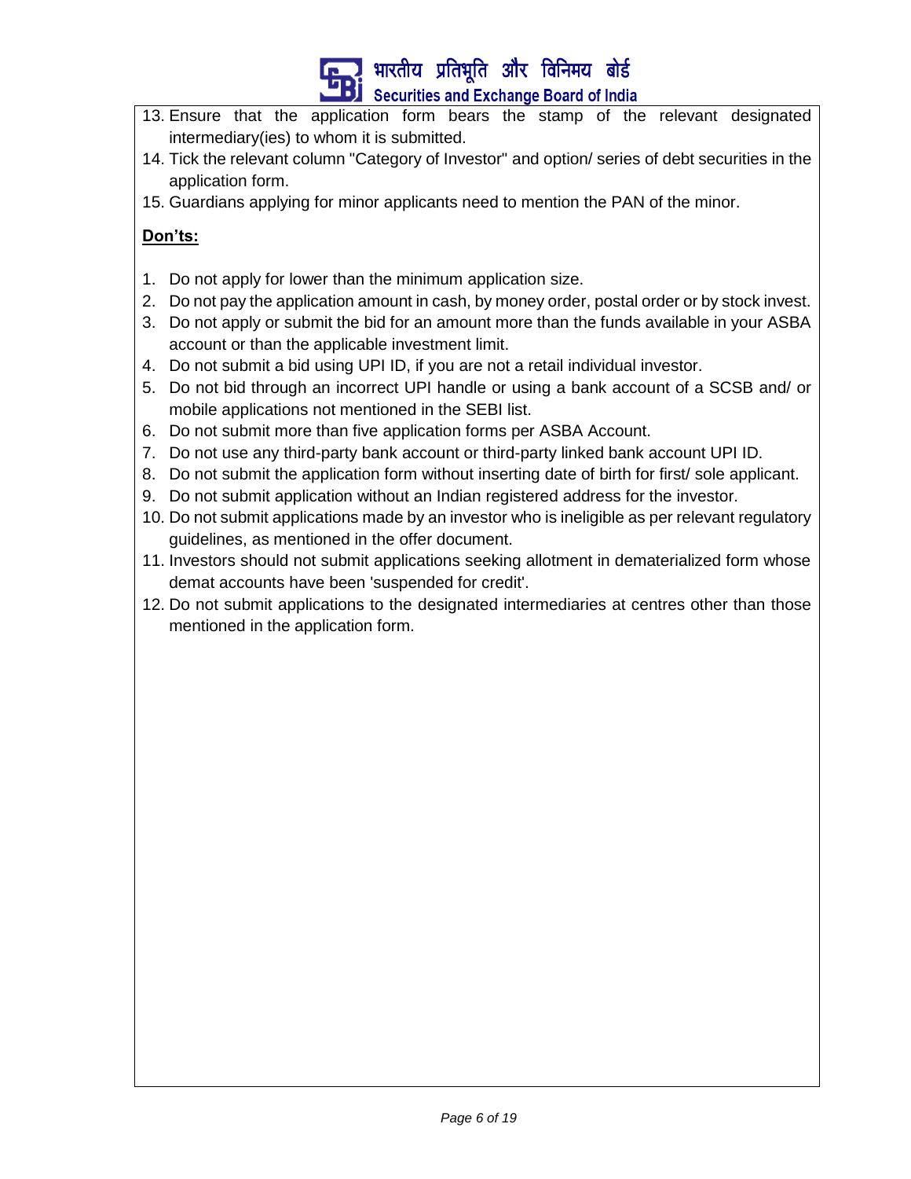13. Ensure that the application form bears the stamp of the relevant designated intermediary(ies) to whom it is submitted.
14. Tick the relevant column "Category of Investor" and option/ series of debt securities in the application form.
15. Guardians applying for minor applicants need to mention the PAN of the minor.

**<u>Don'ts:</u>**

1. Do not apply for lower than the minimum application size.
2. Do not pay the application amount in cash, by money order, postal order or by stock invest.
3. Do not apply or submit the bid for an amount more than the funds available in your ASBA account or than the applicable investment limit.
4. Do not submit a bid using UPI ID, if you are not a retail individual investor.
5. Do not bid through an incorrect UPI handle or using a bank account of a SCSB and/ or mobile applications not mentioned in the SEBI list.
6. Do not submit more than five application forms per ASBA Account.
7. Do not use any third-party bank account or third-party linked bank account UPI ID.
8. Do not submit the application form without inserting date of birth for first/ sole applicant.
9. Do not submit application without an Indian registered address for the investor.
10. Do not submit applications made by an investor who is ineligible as per relevant regulatory guidelines, as mentioned in the offer document.
11. Investors should not submit applications seeking allotment in dematerialized form whose demat accounts have been 'suspended for credit'.
12. Do not submit applications to the designated intermediaries at centres other than those mentioned in the application form.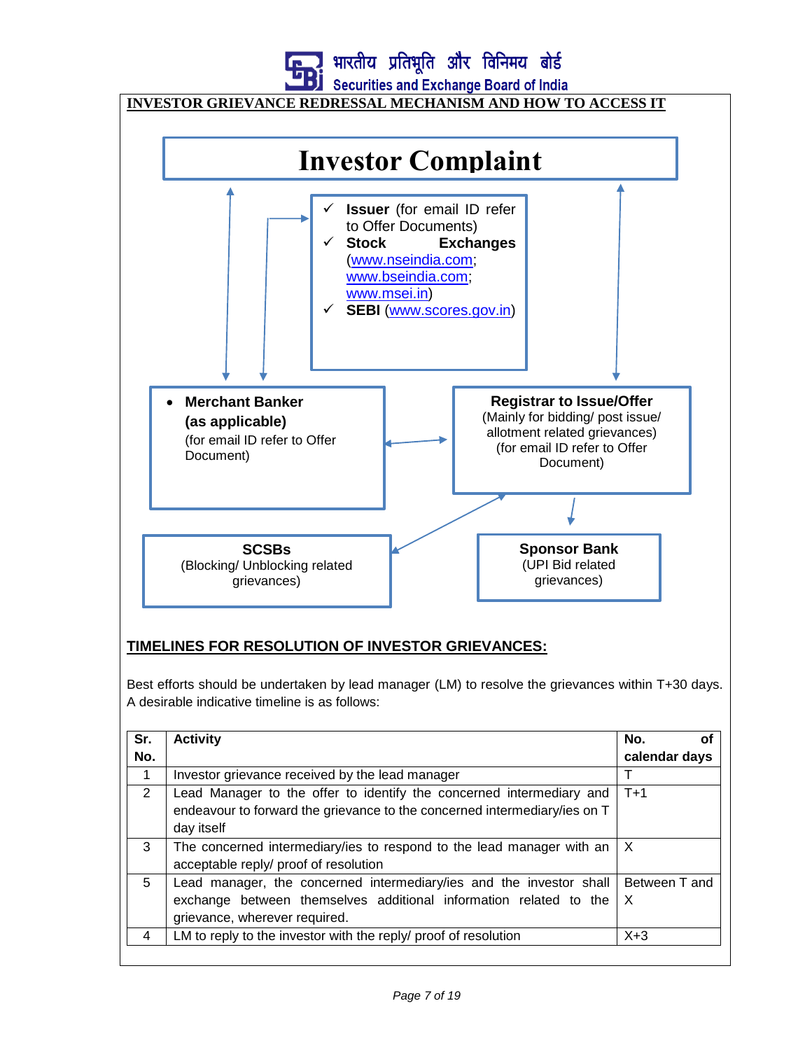## INVESTOR GRIEVANCE REDRESSAL MECHANISM AND HOW TO ACCESS IT

**Investor Complaint**

- ✓ **Issuer** (for email ID refer to Offer Documents)
- ✓ **Stock Exchanges** (www.nseindia.com; www.bseindia.com; www.msei.in)
- ✓ **SEBI** (www.scores.gov.in)

- **Merchant Banker (as applicable)** (for email ID refer to Offer Document)

**Registrar to Issue/Offer** (Mainly for bidding/ post issue/ allotment related grievances) (for email ID refer to Offer Document)

**SCSBs** (Blocking/ Unblocking related grievances)

**Sponsor Bank** (UPI Bid related grievances)

## TIMELINES FOR RESOLUTION OF INVESTOR GRIEVANCES:

Best efforts should be undertaken by lead manager (LM) to resolve the grievances within T+30 days. A desirable indicative timeline is as follows:

| Sr. No. | Activity | No. of calendar days |
|---|---|---|
| 1 | Investor grievance received by the lead manager | T |
| 2 | Lead Manager to the offer to identify the concerned intermediary and endeavour to forward the grievance to the concerned intermediary/ies on T day itself | T+1 |
| 3 | The concerned intermediary/ies to respond to the lead manager with an acceptable reply/ proof of resolution | X |
| 5 | Lead manager, the concerned intermediary/ies and the investor shall exchange between themselves additional information related to the grievance, wherever required. | Between T and X |
| 4 | LM to reply to the investor with the reply/ proof of resolution | X+3 |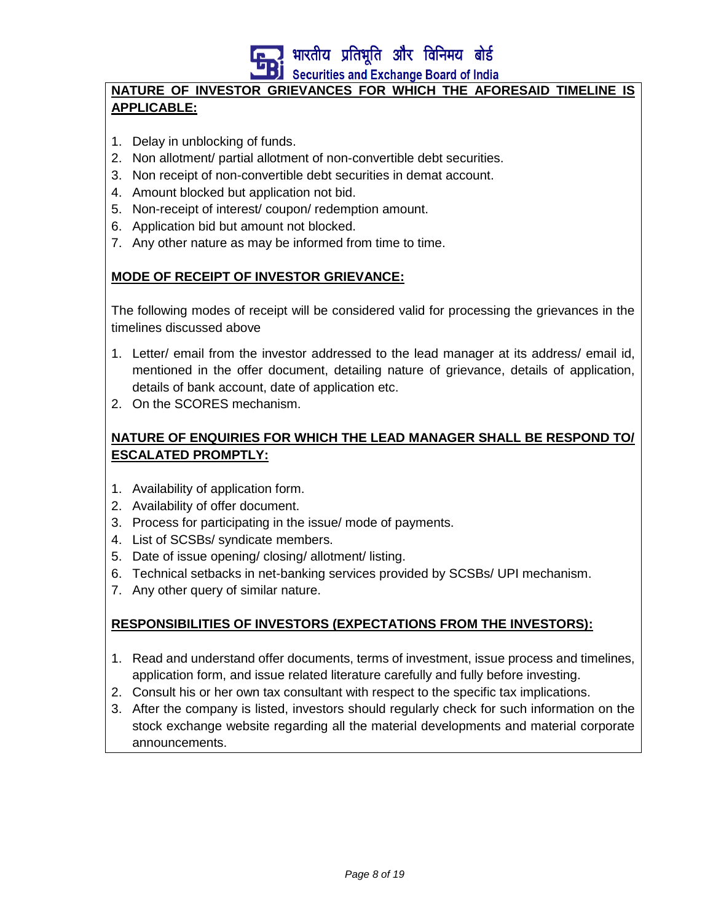**NATURE OF INVESTOR GRIEVANCES FOR WHICH THE AFORESAID TIMELINE IS APPLICABLE:**

1. Delay in unblocking of funds.
2. Non allotment/ partial allotment of non-convertible debt securities.
3. Non receipt of non-convertible debt securities in demat account.
4. Amount blocked but application not bid.
5. Non-receipt of interest/ coupon/ redemption amount.
6. Application bid but amount not blocked.
7. Any other nature as may be informed from time to time.

**MODE OF RECEIPT OF INVESTOR GRIEVANCE:**

The following modes of receipt will be considered valid for processing the grievances in the timelines discussed above

1. Letter/ email from the investor addressed to the lead manager at its address/ email id, mentioned in the offer document, detailing nature of grievance, details of application, details of bank account, date of application etc.
2. On the SCORES mechanism.

**NATURE OF ENQUIRIES FOR WHICH THE LEAD MANAGER SHALL BE RESPOND TO/ ESCALATED PROMPTLY:**

1. Availability of application form.
2. Availability of offer document.
3. Process for participating in the issue/ mode of payments.
4. List of SCSBs/ syndicate members.
5. Date of issue opening/ closing/ allotment/ listing.
6. Technical setbacks in net-banking services provided by SCSBs/ UPI mechanism.
7. Any other query of similar nature.

**RESPONSIBILITIES OF INVESTORS (EXPECTATIONS FROM THE INVESTORS):**

1. Read and understand offer documents, terms of investment, issue process and timelines, application form, and issue related literature carefully and fully before investing.
2. Consult his or her own tax consultant with respect to the specific tax implications.
3. After the company is listed, investors should regularly check for such information on the stock exchange website regarding all the material developments and material corporate announcements.